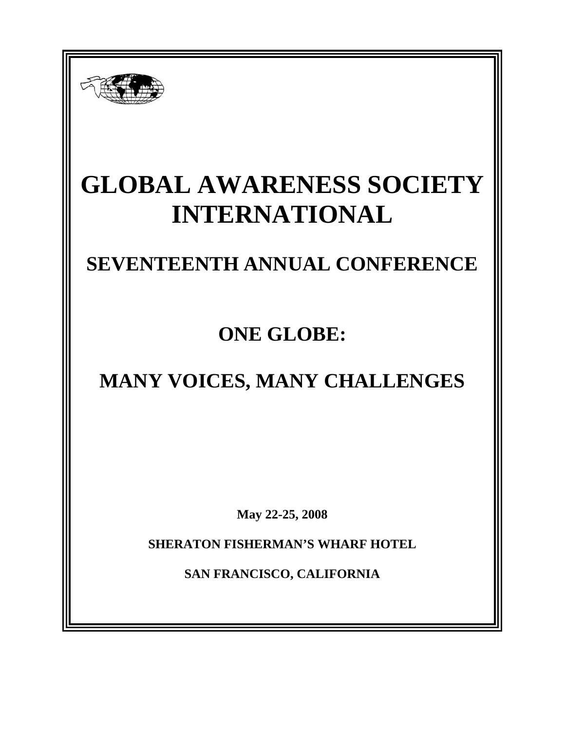# GLOBAL AWARENESS SOCIETY INTERNATIONAL

## SEVENTEENTH ANNUAL CONFERENCE

## ONE GLOBE:

## MANY VOICES, MANY CHALLENGES

**May 22-25, 2008**

**SHERATON FISHERMAN'S WHARF HOTEL**

**SAN FRANCISCO, CALIFORNIA**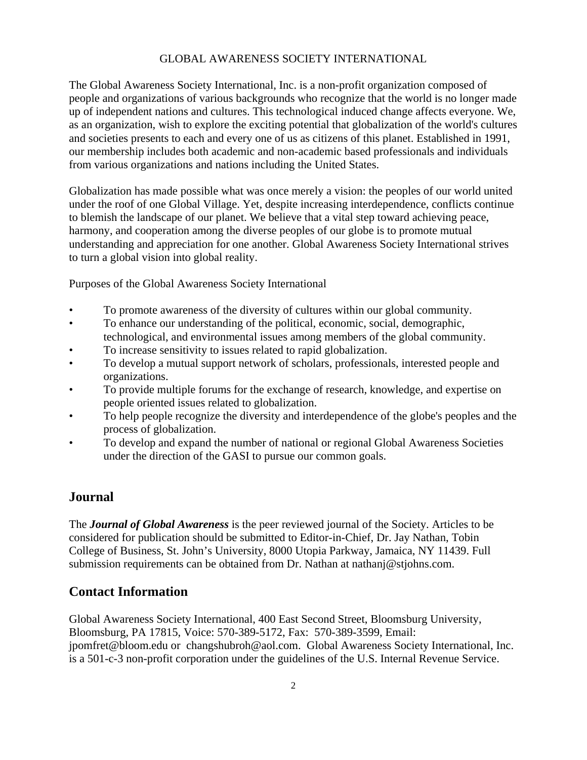# GLOBAL AWARENESS SOCIETY INTERNATIONAL

The Global Awareness Society International, Inc. is a non-profit organization composed of people and organizations of various backgrounds who recognize that the world is no longer made up of independent nations and cultures. This technological induced change affects everyone. We, as an organization, wish to explore the exciting potential that globalization of the world's cultures and societies presents to each and every one of us as citizens of this planet. Established in 1991, our membership includes both academic and non-academic based professionals and individuals from various organizations and nations including the United States.

Globalization has made possible what was once merely a vision: the peoples of our world united under the roof of one Global Village. Yet, despite increasing interdependence, conflicts continue to blemish the landscape of our planet. We believe that a vital step toward achieving peace, harmony, and cooperation among the diverse peoples of our globe is to promote mutual understanding and appreciation for one another. Global Awareness Society International strives to turn a global vision into global reality.

Purposes of the Global Awareness Society International

- To promote awareness of the diversity of cultures within our global community.
- To enhance our understanding of the political, economic, social, demographic, technological, and environmental issues among members of the global community.
- To increase sensitivity to issues related to rapid globalization.
- To develop a mutual support network of scholars, professionals, interested people and organizations.
- To provide multiple forums for the exchange of research, knowledge, and expertise on people oriented issues related to globalization.
- To help people recognize the diversity and interdependence of the globe's peoples and the process of globalization.
- To develop and expand the number of national or regional Global Awareness Societies under the direction of the GASI to pursue our common goals.

## Journal

The ***Journal of Global Awareness*** is the peer reviewed journal of the Society. Articles to be considered for publication should be submitted to Editor-in-Chief, Dr. Jay Nathan, Tobin College of Business, St. John's University, 8000 Utopia Parkway, Jamaica, NY 11439. Full submission requirements can be obtained from Dr. Nathan at nathanj@stjohns.com.

## Contact Information

Global Awareness Society International, 400 East Second Street, Bloomsburg University, Bloomsburg, PA 17815, Voice: 570-389-5172, Fax: 570-389-3599, Email: jpomfret@bloom.edu or changshubroh@aol.com. Global Awareness Society International, Inc. is a 501-c-3 non-profit corporation under the guidelines of the U.S. Internal Revenue Service.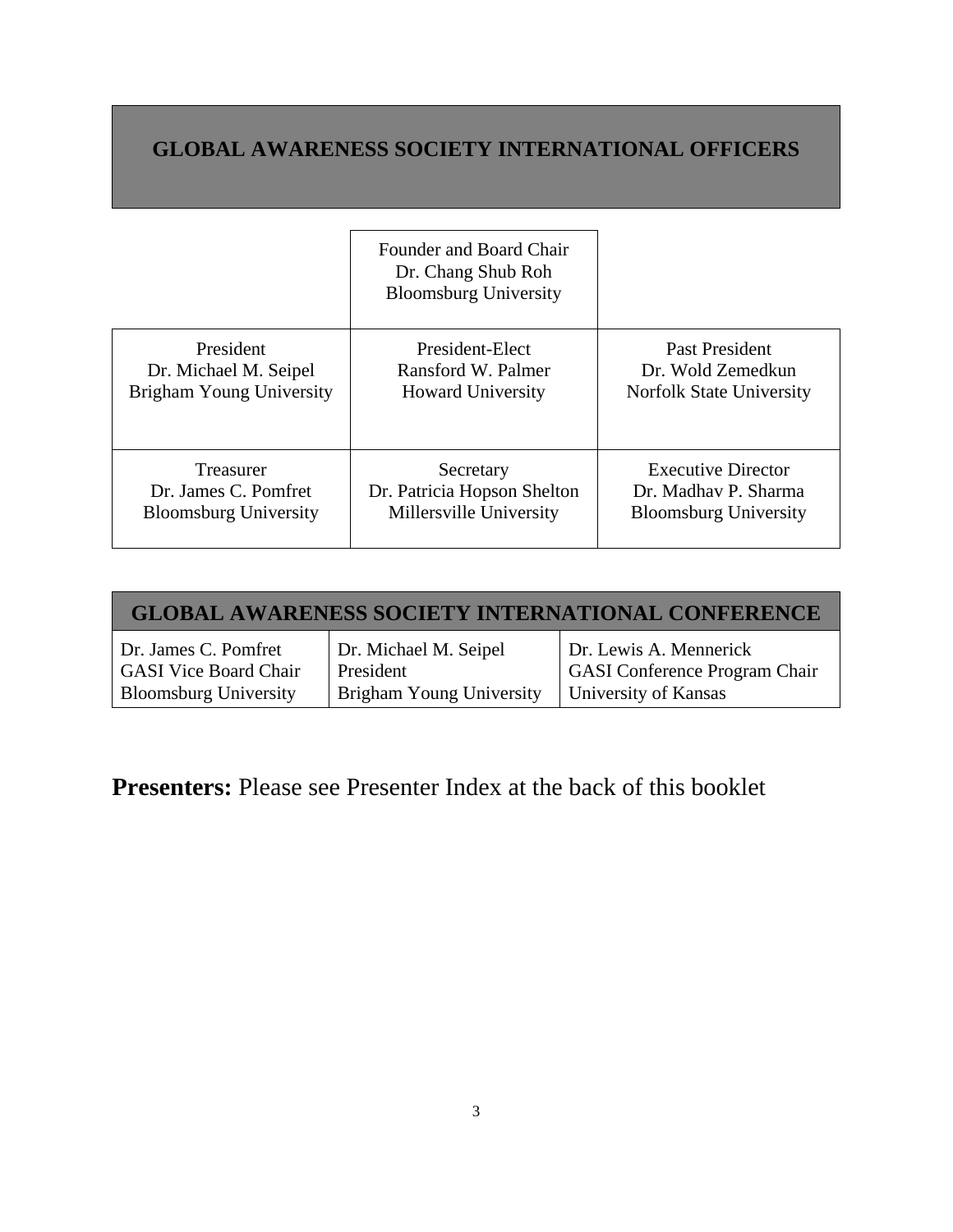# GLOBAL AWARENESS SOCIETY INTERNATIONAL OFFICERS

| | | |
|---|---|---|
| | Founder and Board Chair<br>Dr. Chang Shub Roh<br>Bloomsburg University | |
| President<br>Dr. Michael M. Seipel<br>Brigham Young University | President-Elect<br>Ransford W. Palmer<br>Howard University | Past President<br>Dr. Wold Zemedkun<br>Norfolk State University |
| Treasurer<br>Dr. James C. Pomfret<br>Bloomsburg University | Secretary<br>Dr. Patricia Hopson Shelton<br>Millersville University | Executive Director<br>Dr. Madhav P. Sharma<br>Bloomsburg University |

## GLOBAL AWARENESS SOCIETY INTERNATIONAL CONFERENCE

| | | |
|---|---|---|
| Dr. James C. Pomfret<br>GASI Vice Board Chair<br>Bloomsburg University | Dr. Michael M. Seipel<br>President<br>Brigham Young University | Dr. Lewis A. Mennerick<br>GASI Conference Program Chair<br>University of Kansas |

**Presenters:** Please see Presenter Index at the back of this booklet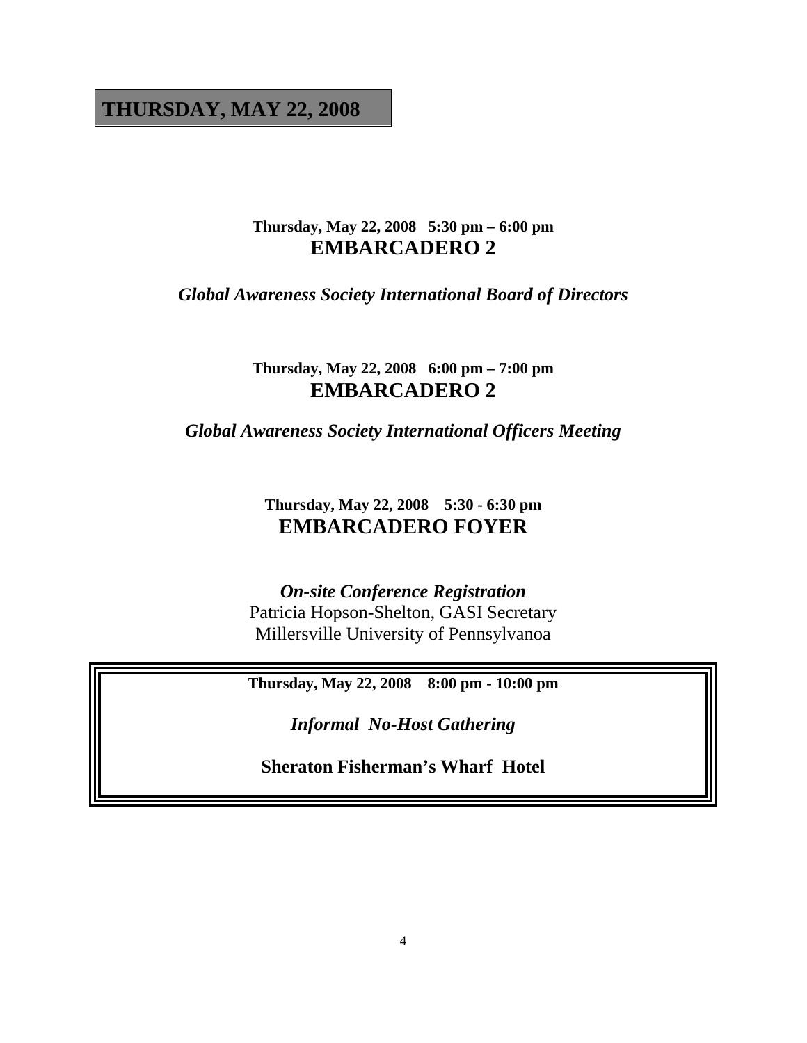# THURSDAY, MAY 22, 2008

**Thursday, May 22, 2008 5:30 pm – 6:00 pm**

## EMBARCADERO 2

***Global Awareness Society International Board of Directors***

**Thursday, May 22, 2008 6:00 pm – 7:00 pm**

## EMBARCADERO 2

***Global Awareness Society International Officers Meeting***

**Thursday, May 22, 2008 5:30 - 6:30 pm**

## EMBARCADERO FOYER

***On-site Conference Registration***

Patricia Hopson-Shelton, GASI Secretary
Millersville University of Pennsylvanoa

**Thursday, May 22, 2008 8:00 pm - 10:00 pm**

***Informal No-Host Gathering***

**Sheraton Fisherman's Wharf Hotel**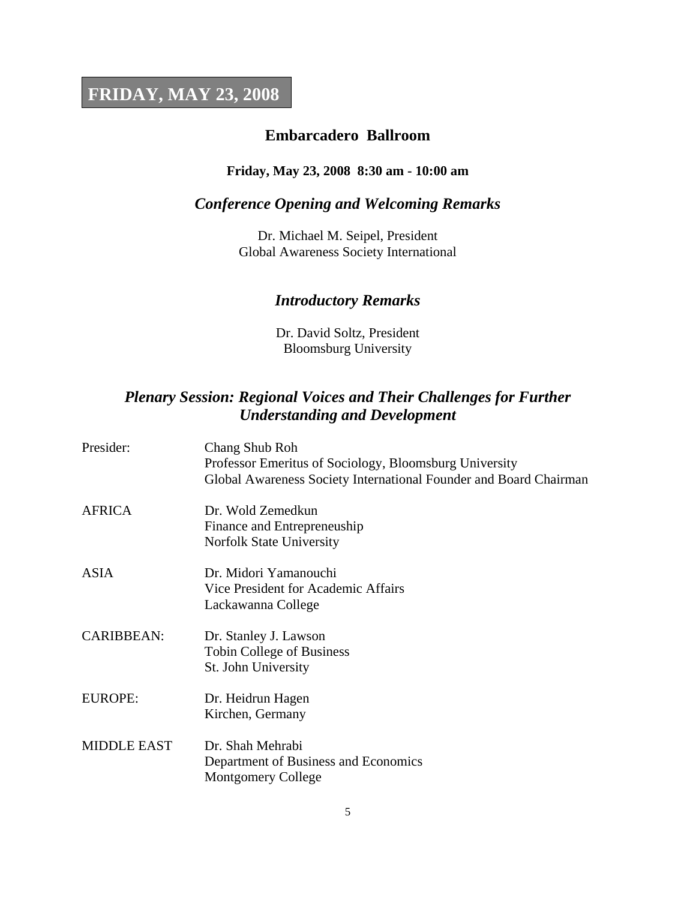# FRIDAY, MAY 23, 2008

## Embarcadero Ballroom

**Friday, May 23, 2008 8:30 am - 10:00 am**

### *Conference Opening and Welcoming Remarks*

Dr. Michael M. Seipel, President
Global Awareness Society International

### *Introductory Remarks*

Dr. David Soltz, President
Bloomsburg University

### *Plenary Session: Regional Voices and Their Challenges for Further Understanding and Development*

| | |
|---|---|
| Presider: | Chang Shub Roh<br>Professor Emeritus of Sociology, Bloomsburg University<br>Global Awareness Society International Founder and Board Chairman |
| AFRICA | Dr. Wold Zemedkun<br>Finance and Entrepreneuship<br>Norfolk State University |
| ASIA | Dr. Midori Yamanouchi<br>Vice President for Academic Affairs<br>Lackawanna College |
| CARIBBEAN: | Dr. Stanley J. Lawson<br>Tobin College of Business<br>St. John University |
| EUROPE: | Dr. Heidrun Hagen<br>Kirchen, Germany |
| MIDDLE EAST | Dr. Shah Mehrabi<br>Department of Business and Economics<br>Montgomery College |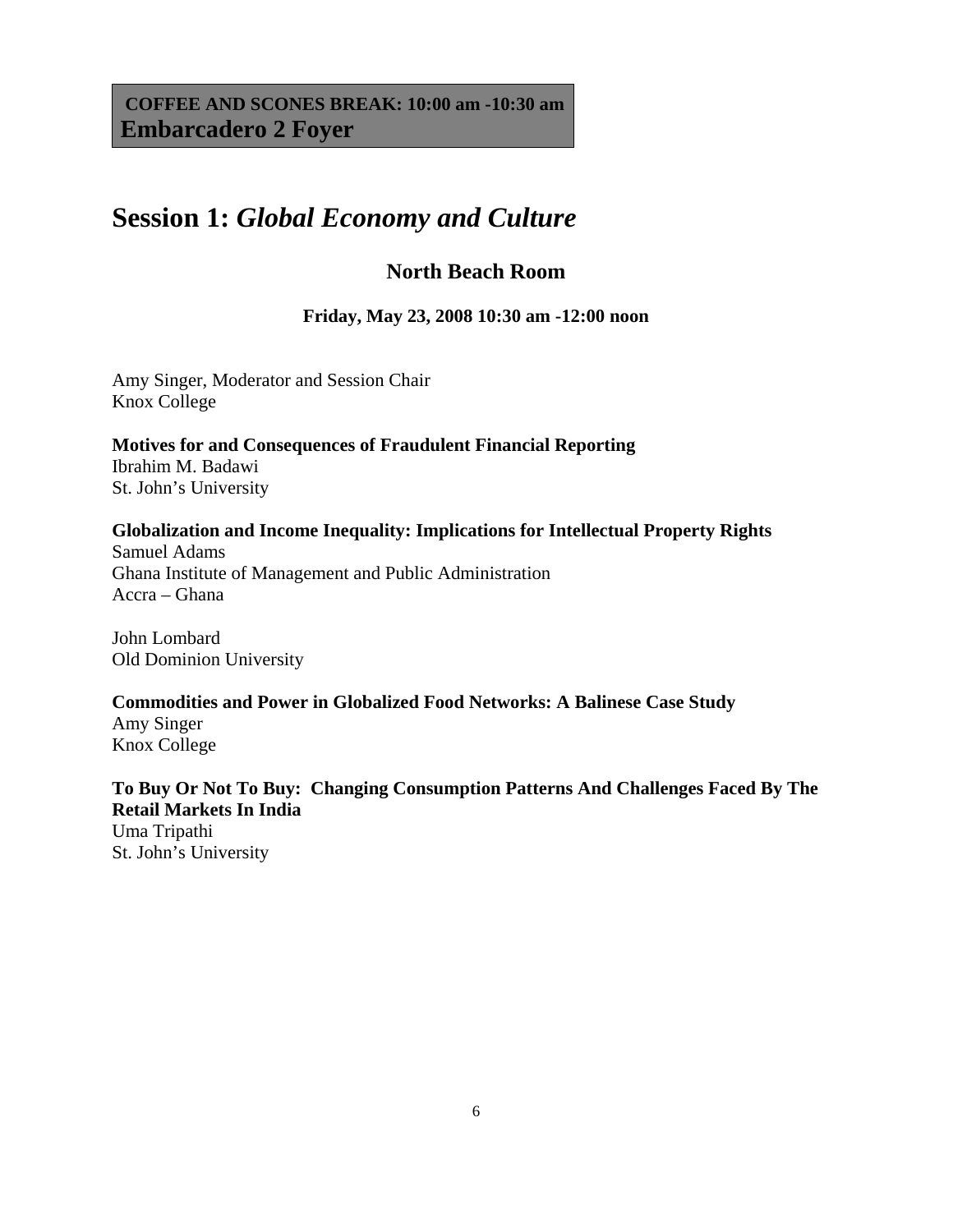**COFFEE AND SCONES BREAK: 10:00 am -10:30 am**
**Embarcadero 2 Foyer**

# Session 1: *Global Economy and Culture*

### North Beach Room

**Friday, May 23, 2008 10:30 am -12:00 noon**

Amy Singer, Moderator and Session Chair
Knox College

**Motives for and Consequences of Fraudulent Financial Reporting**
Ibrahim M. Badawi
St. John's University

**Globalization and Income Inequality: Implications for Intellectual Property Rights**
Samuel Adams
Ghana Institute of Management and Public Administration
Accra – Ghana

John Lombard
Old Dominion University

**Commodities and Power in Globalized Food Networks: A Balinese Case Study**
Amy Singer
Knox College

**To Buy Or Not To Buy: Changing Consumption Patterns And Challenges Faced By The Retail Markets In India**
Uma Tripathi
St. John's University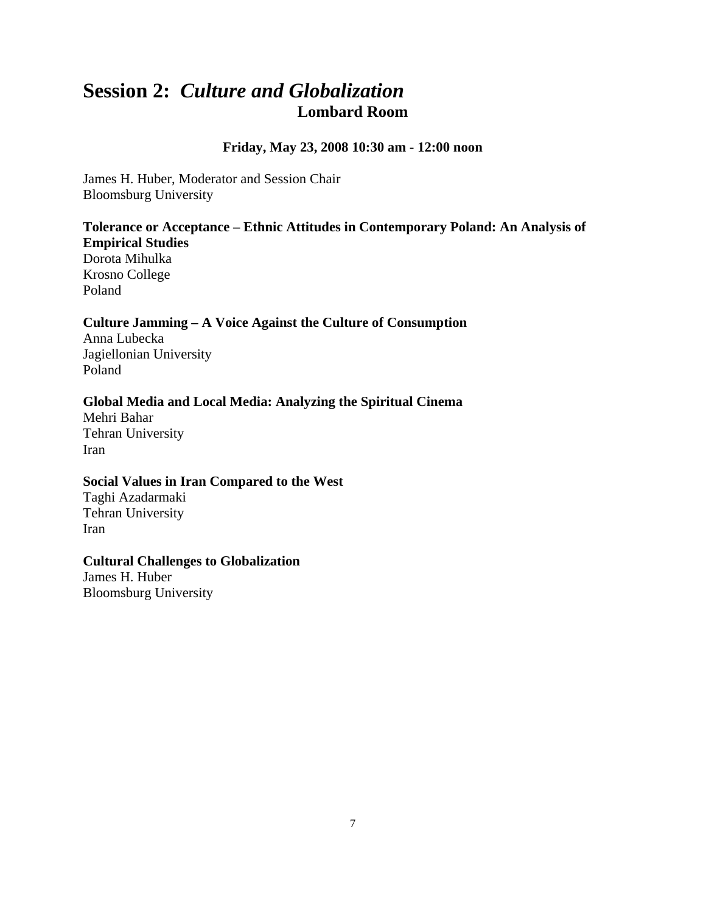# Session 2: *Culture and Globalization*

**Lombard Room**

**Friday, May 23, 2008 10:30 am - 12:00 noon**

James H. Huber, Moderator and Session Chair
Bloomsburg University

**Tolerance or Acceptance – Ethnic Attitudes in Contemporary Poland: An Analysis of Empirical Studies**
Dorota Mihulka
Krosno College
Poland

**Culture Jamming – A Voice Against the Culture of Consumption**
Anna Lubecka
Jagiellonian University
Poland

**Global Media and Local Media: Analyzing the Spiritual Cinema**
Mehri Bahar
Tehran University
Iran

**Social Values in Iran Compared to the West**
Taghi Azadarmaki
Tehran University
Iran

**Cultural Challenges to Globalization**
James H. Huber
Bloomsburg University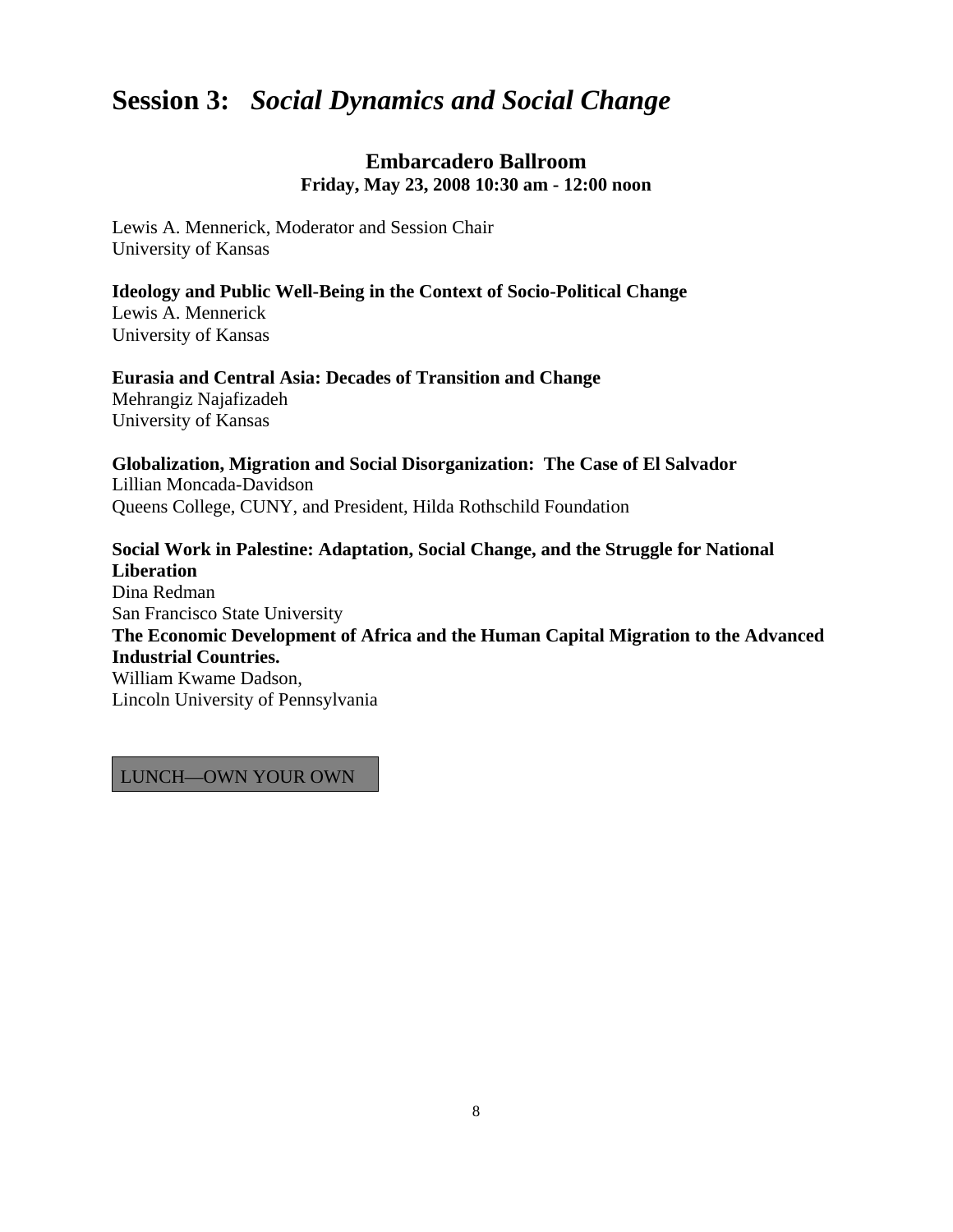# Session 3: *Social Dynamics and Social Change*

## Embarcadero Ballroom

**Friday, May 23, 2008 10:30 am - 12:00 noon**

Lewis A. Mennerick, Moderator and Session Chair
University of Kansas

**Ideology and Public Well-Being in the Context of Socio-Political Change**
Lewis A. Mennerick
University of Kansas

**Eurasia and Central Asia: Decades of Transition and Change**
Mehrangiz Najafizadeh
University of Kansas

**Globalization, Migration and Social Disorganization: The Case of El Salvador**
Lillian Moncada-Davidson
Queens College, CUNY, and President, Hilda Rothschild Foundation

**Social Work in Palestine: Adaptation, Social Change, and the Struggle for National Liberation**
Dina Redman
San Francisco State University

**The Economic Development of Africa and the Human Capital Migration to the Advanced Industrial Countries.**
William Kwame Dadson,
Lincoln University of Pennsylvania

LUNCH—OWN YOUR OWN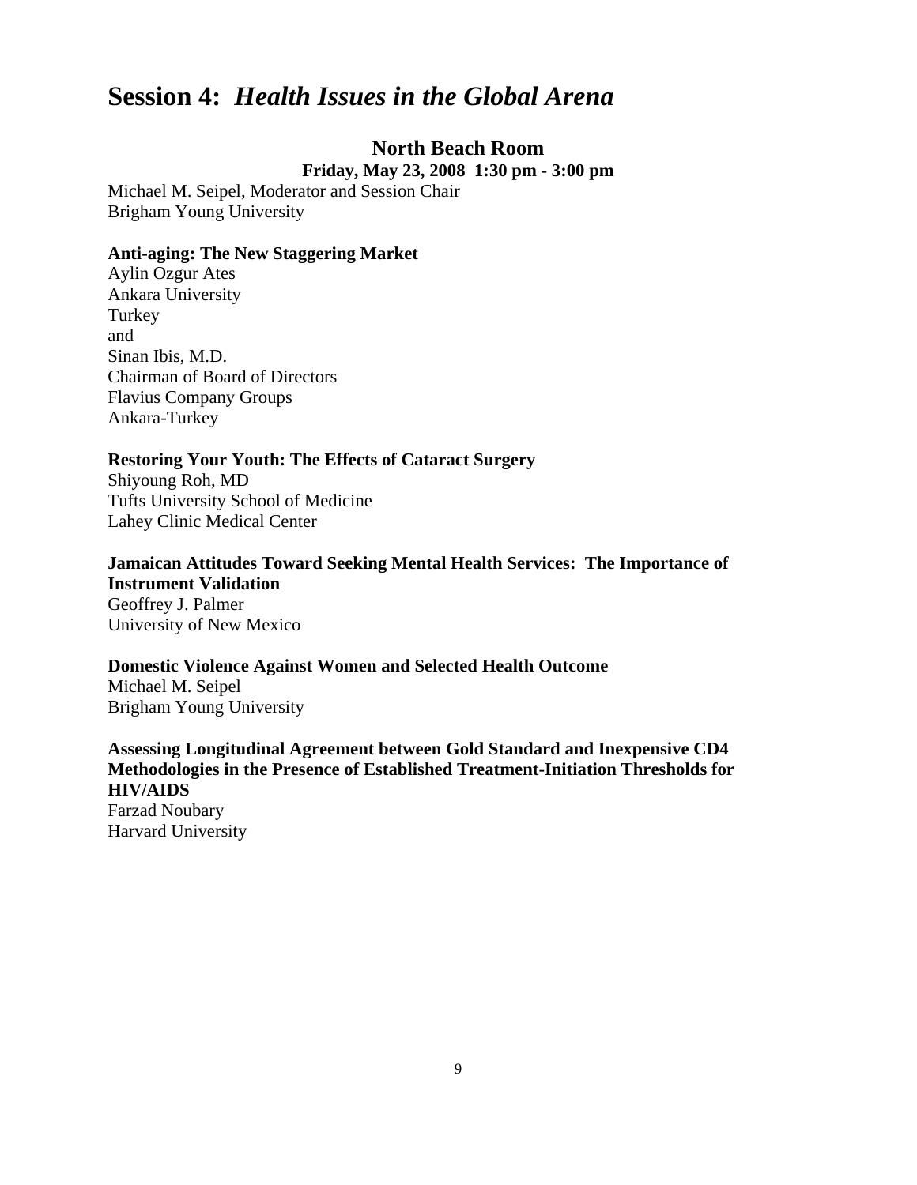# Session 4: *Health Issues in the Global Arena*

## North Beach Room

**Friday, May 23, 2008 1:30 pm - 3:00 pm**

Michael M. Seipel, Moderator and Session Chair
Brigham Young University

**Anti-aging: The New Staggering Market**
Aylin Ozgur Ates
Ankara University
Turkey
and
Sinan Ibis, M.D.
Chairman of Board of Directors
Flavius Company Groups
Ankara-Turkey

**Restoring Your Youth: The Effects of Cataract Surgery**
Shiyoung Roh, MD
Tufts University School of Medicine
Lahey Clinic Medical Center

**Jamaican Attitudes Toward Seeking Mental Health Services: The Importance of Instrument Validation**
Geoffrey J. Palmer
University of New Mexico

**Domestic Violence Against Women and Selected Health Outcome**
Michael M. Seipel
Brigham Young University

**Assessing Longitudinal Agreement between Gold Standard and Inexpensive CD4 Methodologies in the Presence of Established Treatment-Initiation Thresholds for HIV/AIDS**
Farzad Noubary
Harvard University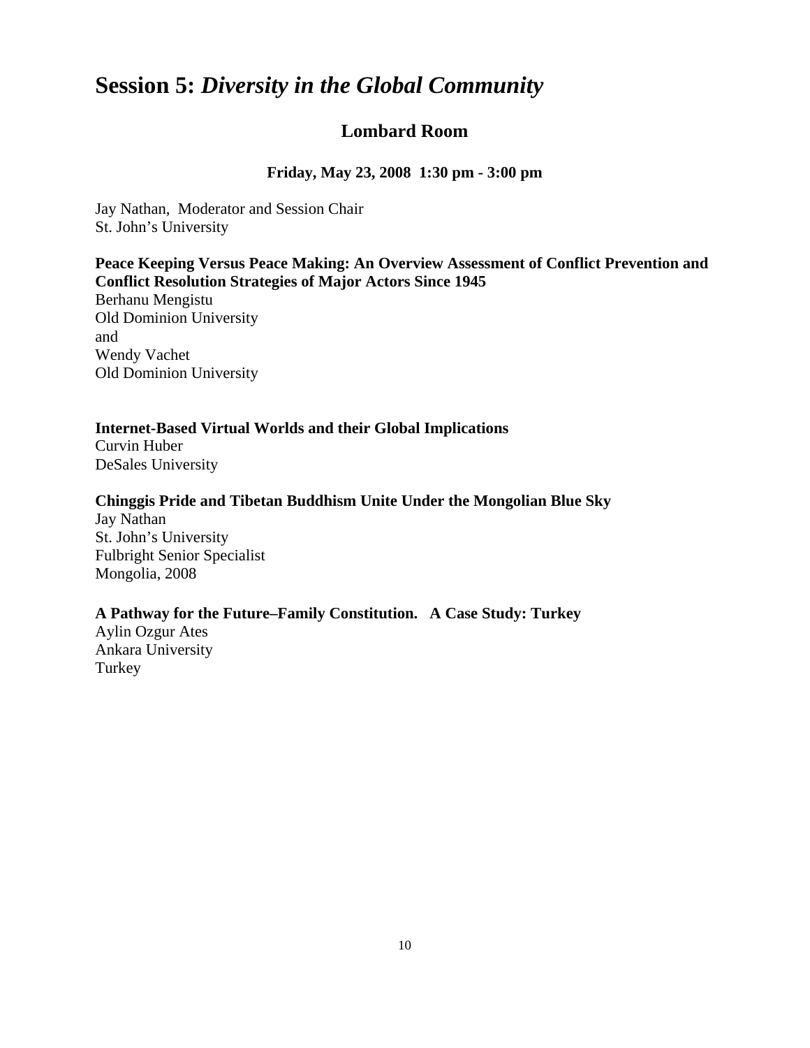# Session 5: *Diversity in the Global Community*

## Lombard Room

### Friday, May 23, 2008 1:30 pm - 3:00 pm

Jay Nathan, Moderator and Session Chair
St. John's University

**Peace Keeping Versus Peace Making: An Overview Assessment of Conflict Prevention and Conflict Resolution Strategies of Major Actors Since 1945**
Berhanu Mengistu
Old Dominion University
and
Wendy Vachet
Old Dominion University

**Internet-Based Virtual Worlds and their Global Implications**
Curvin Huber
DeSales University

**Chinggis Pride and Tibetan Buddhism Unite Under the Mongolian Blue Sky**
Jay Nathan
St. John's University
Fulbright Senior Specialist
Mongolia, 2008

**A Pathway for the Future–Family Constitution. A Case Study: Turkey**
Aylin Ozgur Ates
Ankara University
Turkey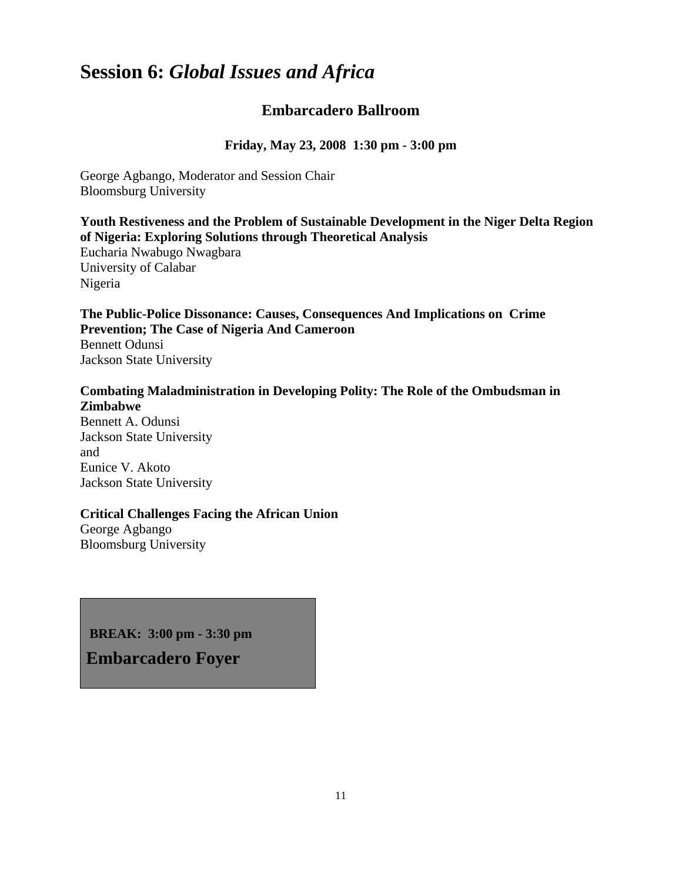# Session 6: *Global Issues and Africa*

## Embarcadero Ballroom

**Friday, May 23, 2008 1:30 pm - 3:00 pm**

George Agbango, Moderator and Session Chair
Bloomsburg University

**Youth Restiveness and the Problem of Sustainable Development in the Niger Delta Region of Nigeria: Exploring Solutions through Theoretical Analysis**
Eucharia Nwabugo Nwagbara
University of Calabar
Nigeria

**The Public-Police Dissonance: Causes, Consequences And Implications on Crime Prevention; The Case of Nigeria And Cameroon**
Bennett Odunsi
Jackson State University

**Combating Maladministration in Developing Polity: The Role of the Ombudsman in Zimbabwe**
Bennett A. Odunsi
Jackson State University
and
Eunice V. Akoto
Jackson State University

**Critical Challenges Facing the African Union**
George Agbango
Bloomsburg University

**BREAK: 3:00 pm - 3:30 pm**

**Embarcadero Foyer**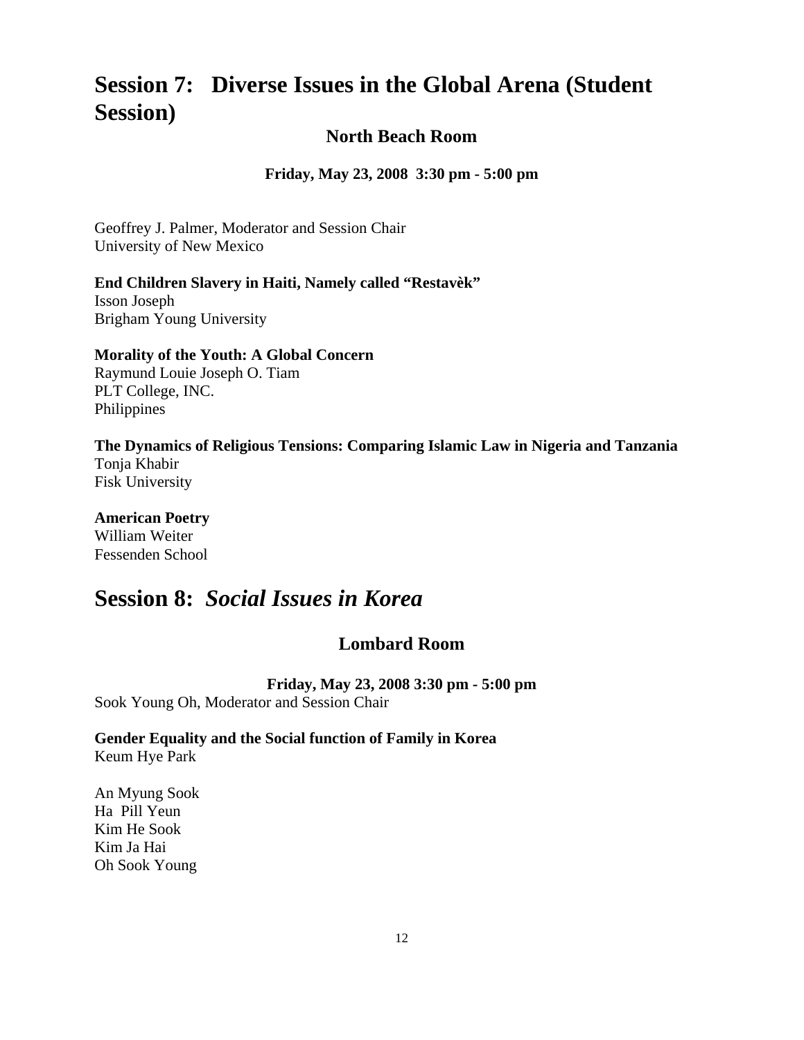# Session 7: Diverse Issues in the Global Arena (Student Session)

### North Beach Room

**Friday, May 23, 2008 3:30 pm - 5:00 pm**

Geoffrey J. Palmer, Moderator and Session Chair
University of New Mexico

**End Children Slavery in Haiti, Namely called "Restavèk"**
Isson Joseph
Brigham Young University

**Morality of the Youth: A Global Concern**
Raymund Louie Joseph O. Tiam
PLT College, INC.
Philippines

**The Dynamics of Religious Tensions: Comparing Islamic Law in Nigeria and Tanzania**
Tonja Khabir
Fisk University

**American Poetry**
William Weiter
Fessenden School

# Session 8: *Social Issues in Korea*

### Lombard Room

**Friday, May 23, 2008 3:30 pm - 5:00 pm**

Sook Young Oh, Moderator and Session Chair

**Gender Equality and the Social function of Family in Korea**
Keum Hye Park

An Myung Sook
Ha Pill Yeun
Kim He Sook
Kim Ja Hai
Oh Sook Young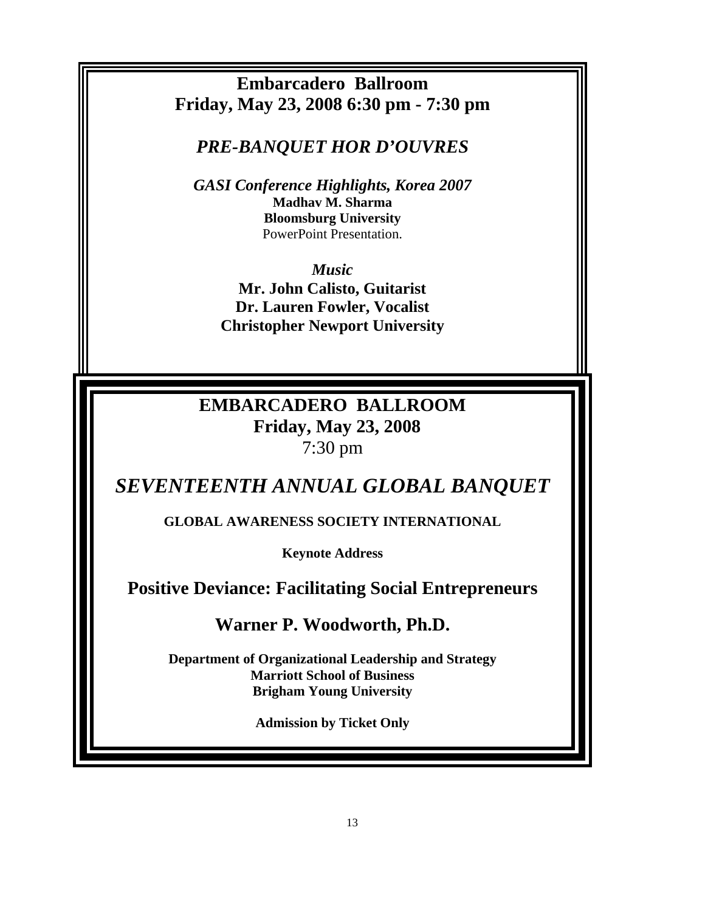**Embarcadero Ballroom**
**Friday, May 23, 2008 6:30 pm - 7:30 pm**

***PRE-BANQUET HOR D'OUVRES***

***GASI Conference Highlights, Korea 2007***
**Madhav M. Sharma**
**Bloomsburg University**
PowerPoint Presentation.

***Music***
**Mr. John Calisto, Guitarist**
**Dr. Lauren Fowler, Vocalist**
**Christopher Newport University**

---

**EMBARCADERO BALLROOM**
**Friday, May 23, 2008**
7:30 pm

## *SEVENTEENTH ANNUAL GLOBAL BANQUET*

**GLOBAL AWARENESS SOCIETY INTERNATIONAL**

**Keynote Address**

## Positive Deviance: Facilitating Social Entrepreneurs

## Warner P. Woodworth, Ph.D.

**Department of Organizational Leadership and Strategy**
**Marriott School of Business**
**Brigham Young University**

**Admission by Ticket Only**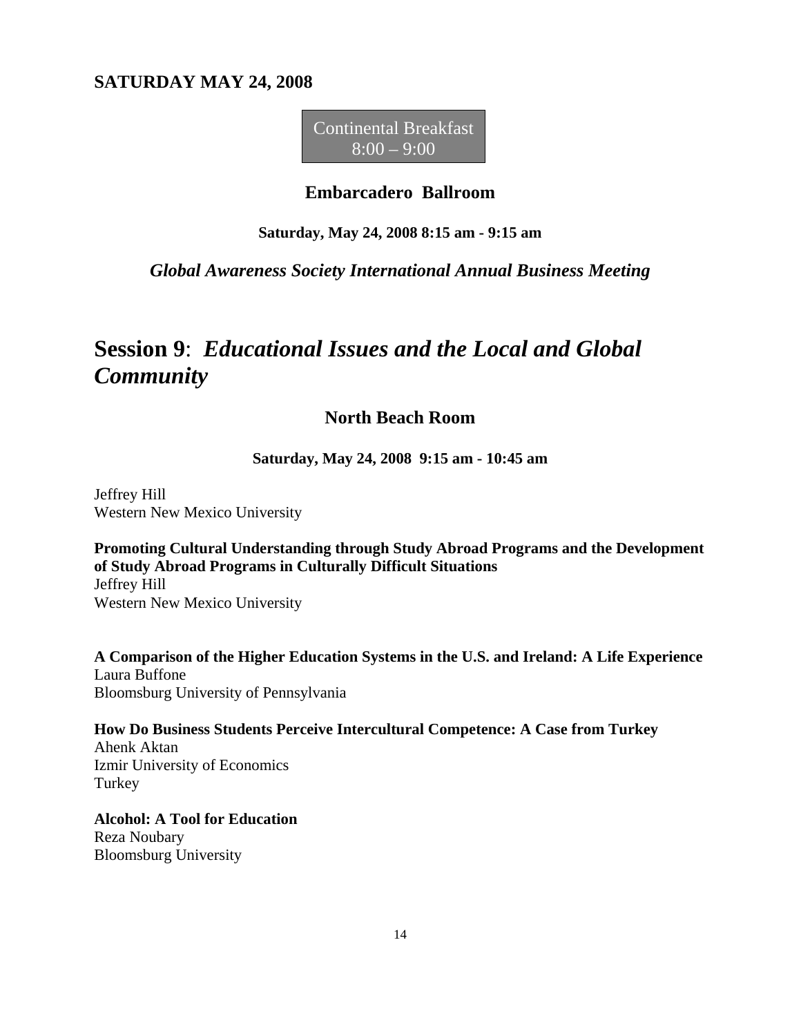## SATURDAY MAY 24, 2008

Continental Breakfast
8:00 – 9:00

**Embarcadero Ballroom**

**Saturday, May 24, 2008 8:15 am - 9:15 am**

***Global Awareness Society International Annual Business Meeting***

# Session 9: *Educational Issues and the Local and Global Community*

**North Beach Room**

**Saturday, May 24, 2008 9:15 am - 10:45 am**

Jeffrey Hill
Western New Mexico University

**Promoting Cultural Understanding through Study Abroad Programs and the Development of Study Abroad Programs in Culturally Difficult Situations**
Jeffrey Hill
Western New Mexico University

**A Comparison of the Higher Education Systems in the U.S. and Ireland: A Life Experience**
Laura Buffone
Bloomsburg University of Pennsylvania

**How Do Business Students Perceive Intercultural Competence: A Case from Turkey**
Ahenk Aktan
Izmir University of Economics
Turkey

**Alcohol: A Tool for Education**
Reza Noubary
Bloomsburg University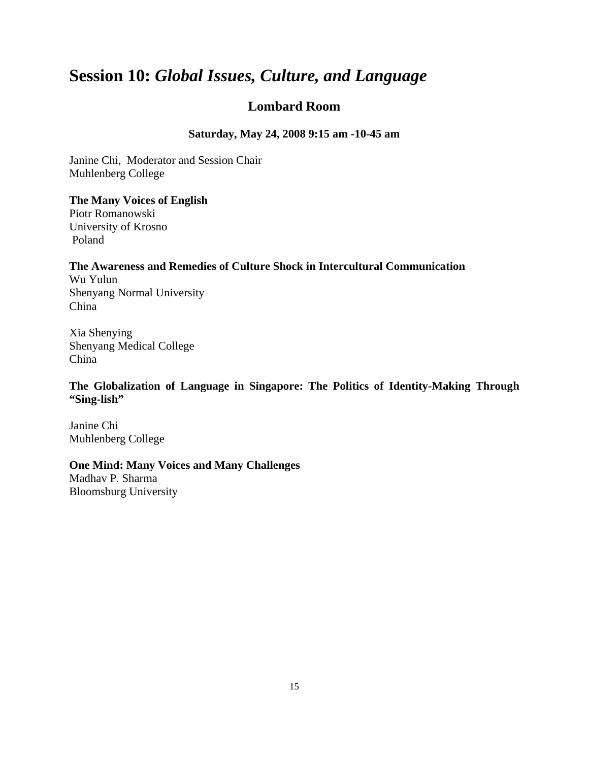# Session 10: *Global Issues, Culture, and Language*

## Lombard Room

### Saturday, May 24, 2008 9:15 am -10-45 am

Janine Chi, Moderator and Session Chair
Muhlenberg College

**The Many Voices of English**
Piotr Romanowski
University of Krosno
Poland

**The Awareness and Remedies of Culture Shock in Intercultural Communication**
Wu Yulun
Shenyang Normal University
China

Xia Shenying
Shenyang Medical College
China

**The Globalization of Language in Singapore: The Politics of Identity-Making Through "Sing-lish"**

Janine Chi
Muhlenberg College

**One Mind: Many Voices and Many Challenges**
Madhav P. Sharma
Bloomsburg University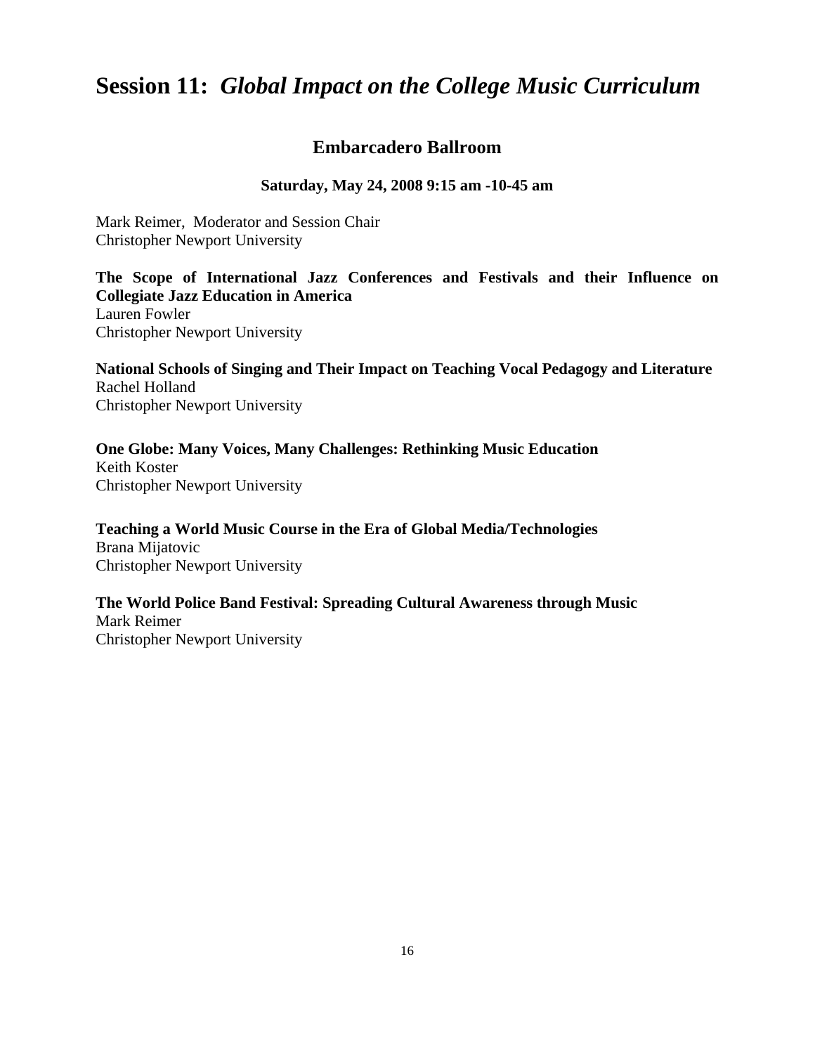# Session 11: *Global Impact on the College Music Curriculum*

## Embarcadero Ballroom

**Saturday, May 24, 2008 9:15 am -10-45 am**

Mark Reimer, Moderator and Session Chair
Christopher Newport University

**The Scope of International Jazz Conferences and Festivals and their Influence on Collegiate Jazz Education in America**
Lauren Fowler
Christopher Newport University

**National Schools of Singing and Their Impact on Teaching Vocal Pedagogy and Literature**
Rachel Holland
Christopher Newport University

**One Globe: Many Voices, Many Challenges: Rethinking Music Education**
Keith Koster
Christopher Newport University

**Teaching a World Music Course in the Era of Global Media/Technologies**
Brana Mijatovic
Christopher Newport University

**The World Police Band Festival: Spreading Cultural Awareness through Music**
Mark Reimer
Christopher Newport University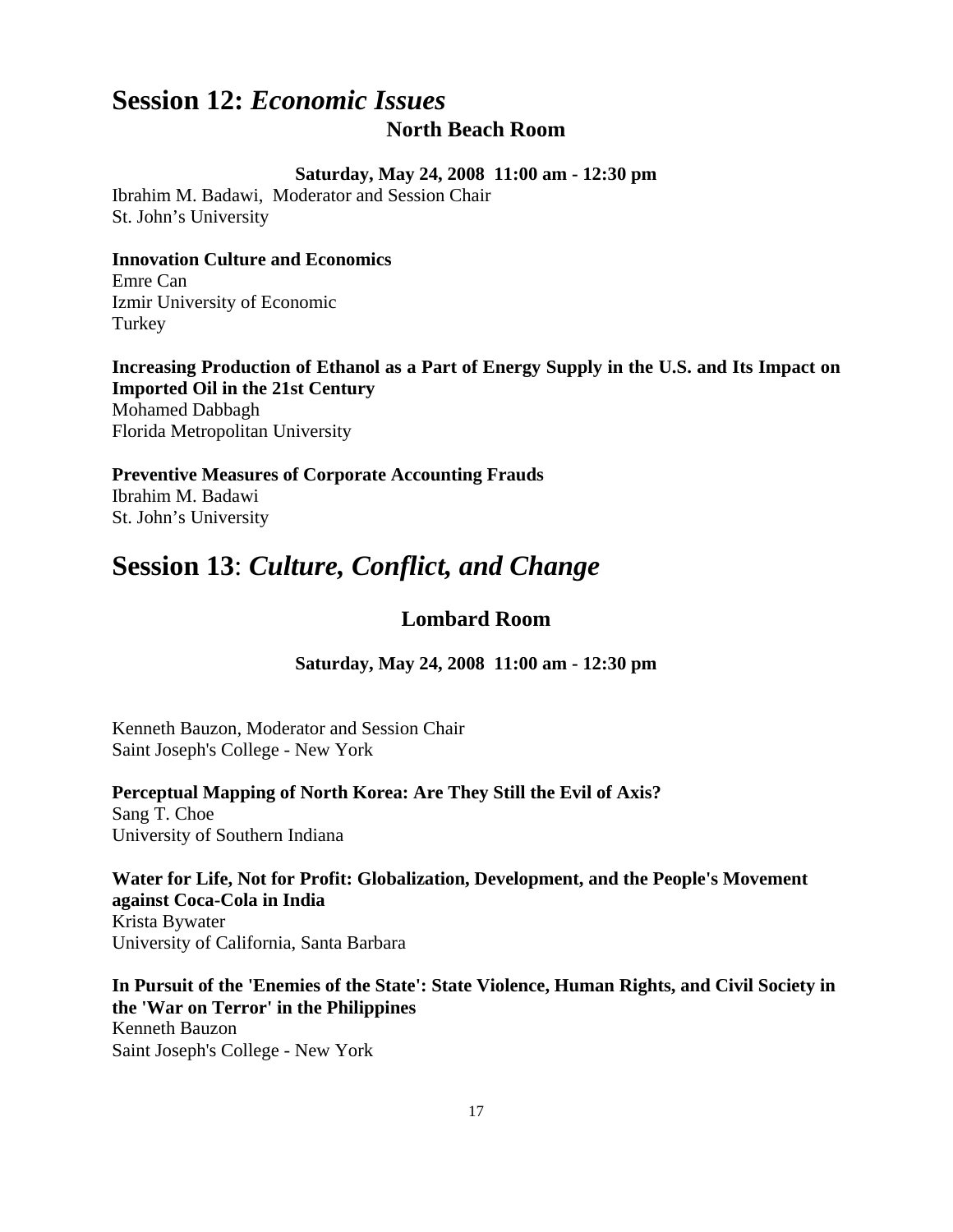## Session 12: *Economic Issues*

### North Beach Room

**Saturday, May 24, 2008 11:00 am - 12:30 pm**

Ibrahim M. Badawi, Moderator and Session Chair
St. John's University

**Innovation Culture and Economics**
Emre Can
Izmir University of Economic
Turkey

**Increasing Production of Ethanol as a Part of Energy Supply in the U.S. and Its Impact on Imported Oil in the 21st Century**
Mohamed Dabbagh
Florida Metropolitan University

**Preventive Measures of Corporate Accounting Frauds**
Ibrahim M. Badawi
St. John's University

## Session 13: *Culture, Conflict, and Change*

### Lombard Room

**Saturday, May 24, 2008 11:00 am - 12:30 pm**

Kenneth Bauzon, Moderator and Session Chair
Saint Joseph's College - New York

**Perceptual Mapping of North Korea: Are They Still the Evil of Axis?**
Sang T. Choe
University of Southern Indiana

**Water for Life, Not for Profit: Globalization, Development, and the People's Movement against Coca-Cola in India**
Krista Bywater
University of California, Santa Barbara

**In Pursuit of the 'Enemies of the State': State Violence, Human Rights, and Civil Society in the 'War on Terror' in the Philippines**
Kenneth Bauzon
Saint Joseph's College - New York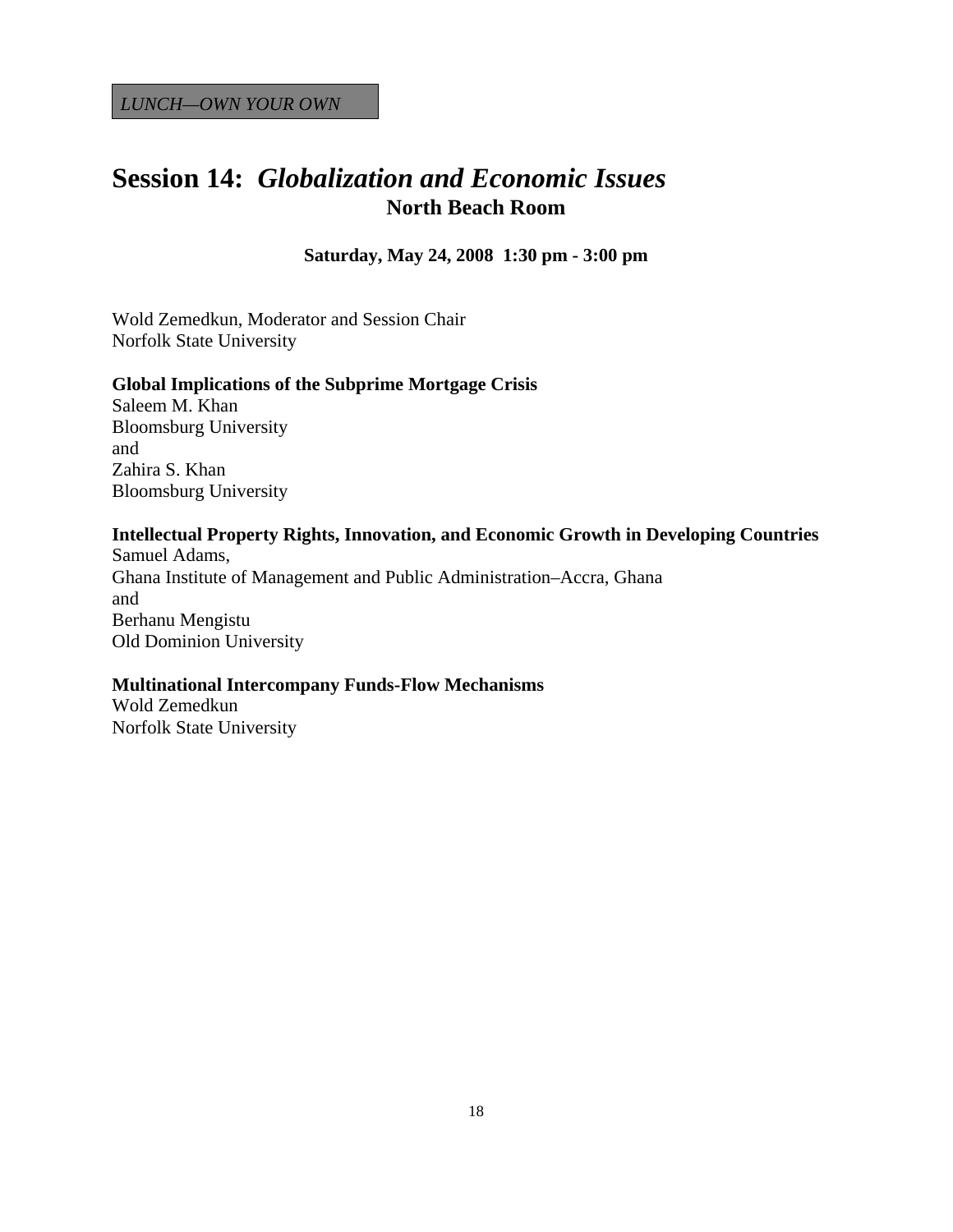*LUNCH—OWN YOUR OWN*

# Session 14: *Globalization and Economic Issues*

**North Beach Room**

**Saturday, May 24, 2008 1:30 pm - 3:00 pm**

Wold Zemedkun, Moderator and Session Chair
Norfolk State University

**Global Implications of the Subprime Mortgage Crisis**
Saleem M. Khan
Bloomsburg University
and
Zahira S. Khan
Bloomsburg University

**Intellectual Property Rights, Innovation, and Economic Growth in Developing Countries**
Samuel Adams,
Ghana Institute of Management and Public Administration–Accra, Ghana
and
Berhanu Mengistu
Old Dominion University

**Multinational Intercompany Funds-Flow Mechanisms**
Wold Zemedkun
Norfolk State University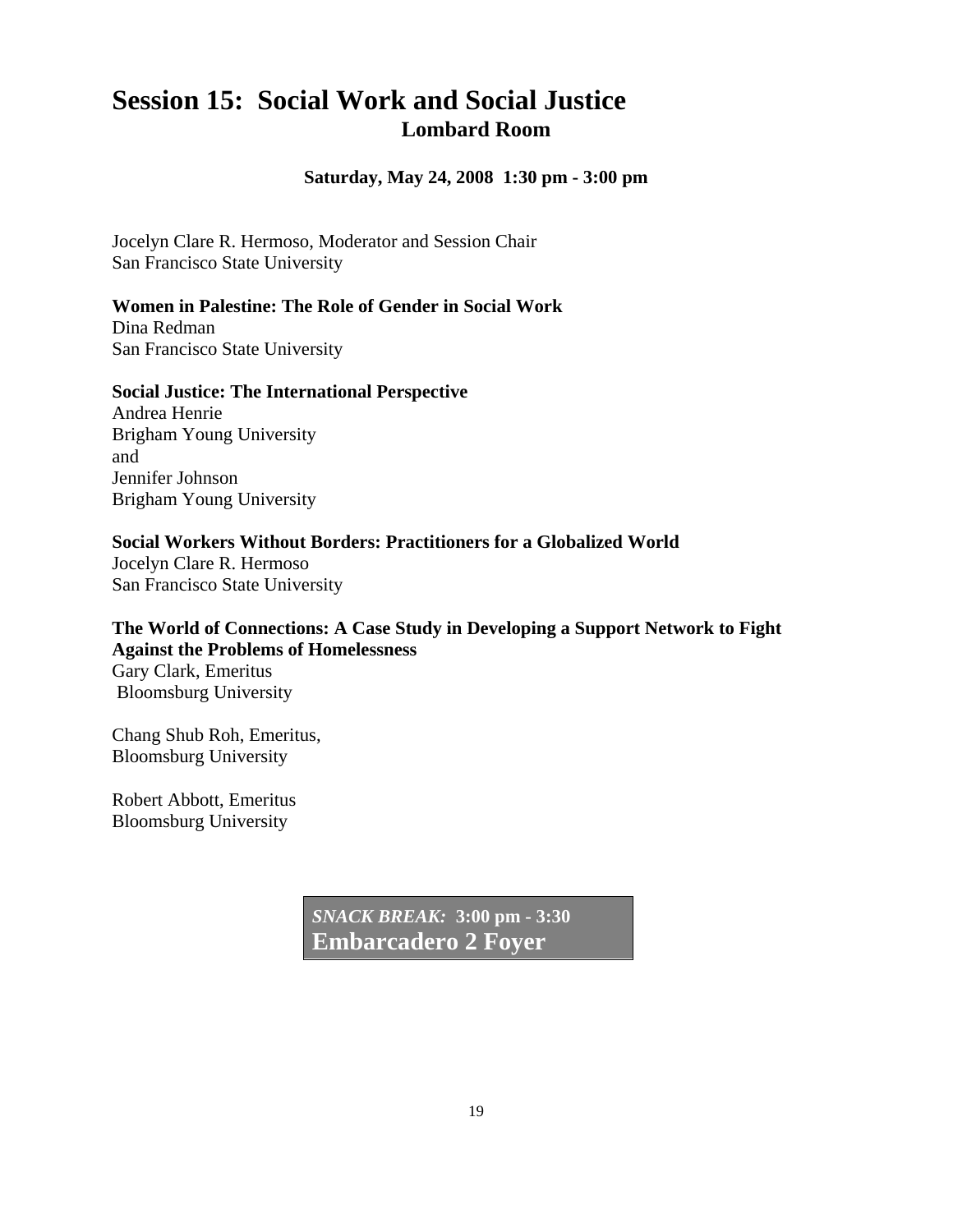# Session 15: Social Work and Social Justice

## Lombard Room

**Saturday, May 24, 2008 1:30 pm - 3:00 pm**

Jocelyn Clare R. Hermoso, Moderator and Session Chair
San Francisco State University

**Women in Palestine: The Role of Gender in Social Work**
Dina Redman
San Francisco State University

**Social Justice: The International Perspective**
Andrea Henrie
Brigham Young University
and
Jennifer Johnson
Brigham Young University

**Social Workers Without Borders: Practitioners for a Globalized World**
Jocelyn Clare R. Hermoso
San Francisco State University

**The World of Connections: A Case Study in Developing a Support Network to Fight Against the Problems of Homelessness**
Gary Clark, Emeritus
Bloomsburg University

Chang Shub Roh, Emeritus,
Bloomsburg University

Robert Abbott, Emeritus
Bloomsburg University

***SNACK BREAK:*** **3:00 pm - 3:30**
**Embarcadero 2 Foyer**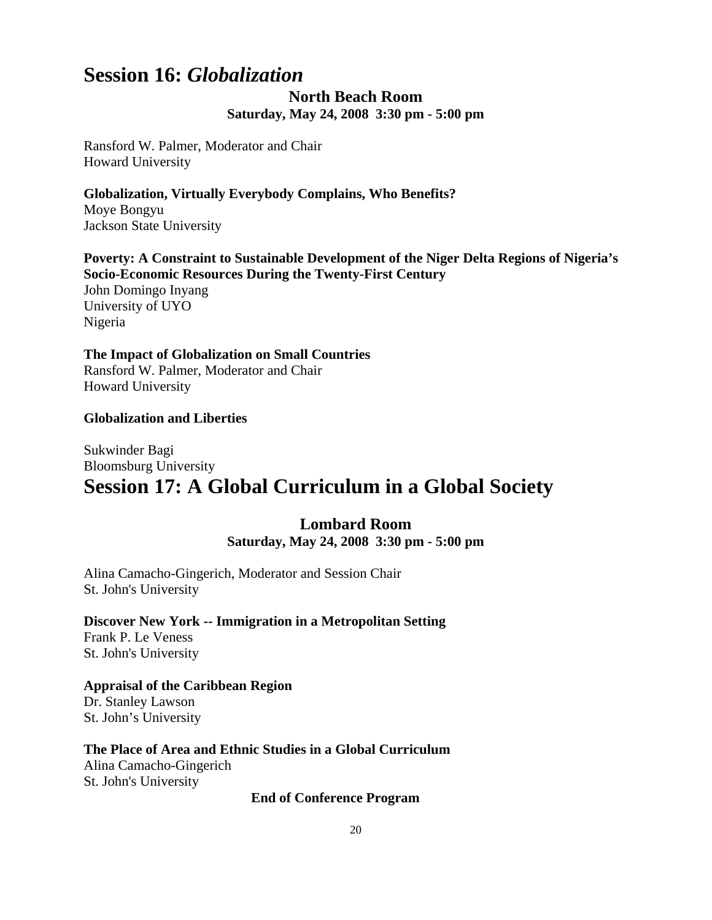# Session 16: *Globalization*

### North Beach Room

**Saturday, May 24, 2008 3:30 pm - 5:00 pm**

Ransford W. Palmer, Moderator and Chair
Howard University

**Globalization, Virtually Everybody Complains, Who Benefits?**
Moye Bongyu
Jackson State University

**Poverty: A Constraint to Sustainable Development of the Niger Delta Regions of Nigeria's Socio-Economic Resources During the Twenty-First Century**
John Domingo Inyang
University of UYO
Nigeria

**The Impact of Globalization on Small Countries**
Ransford W. Palmer, Moderator and Chair
Howard University

**Globalization and Liberties**

Sukwinder Bagi
Bloomsburg University

# Session 17: A Global Curriculum in a Global Society

### Lombard Room

**Saturday, May 24, 2008 3:30 pm - 5:00 pm**

Alina Camacho-Gingerich, Moderator and Session Chair
St. John's University

**Discover New York -- Immigration in a Metropolitan Setting**
Frank P. Le Veness
St. John's University

**Appraisal of the Caribbean Region**
Dr. Stanley Lawson
St. John's University

**The Place of Area and Ethnic Studies in a Global Curriculum**
Alina Camacho-Gingerich
St. John's University

**End of Conference Program**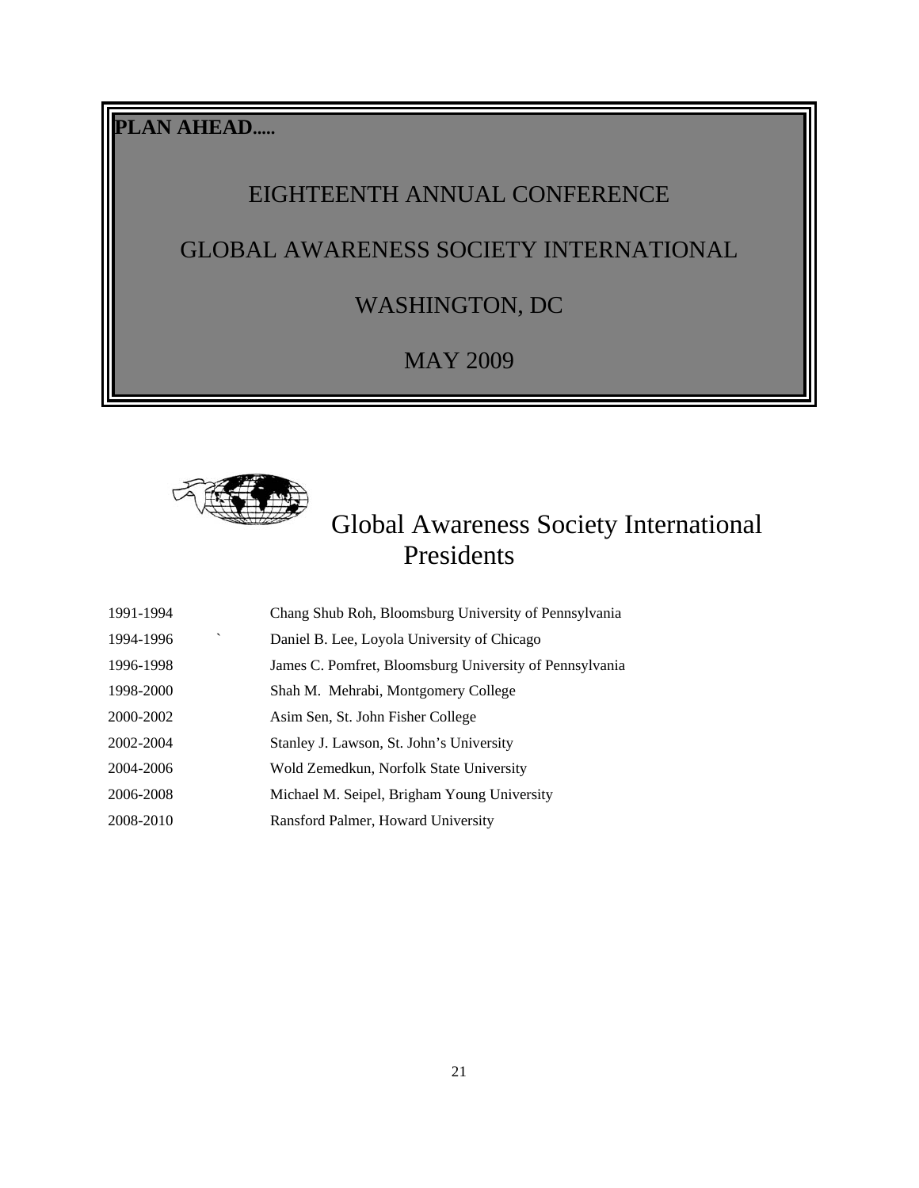**PLAN AHEAD.....**

EIGHTEENTH ANNUAL CONFERENCE

GLOBAL AWARENESS SOCIETY INTERNATIONAL

WASHINGTON, DC

MAY 2009

# Global Awareness Society International Presidents

| | |
|---|---|
| 1991-1994 | Chang Shub Roh, Bloomsburg University of Pennsylvania |
| 1994-1996 | Daniel B. Lee, Loyola University of Chicago |
| 1996-1998 | James C. Pomfret, Bloomsburg University of Pennsylvania |
| 1998-2000 | Shah M. Mehrabi, Montgomery College |
| 2000-2002 | Asim Sen, St. John Fisher College |
| 2002-2004 | Stanley J. Lawson, St. John's University |
| 2004-2006 | Wold Zemedkun, Norfolk State University |
| 2006-2008 | Michael M. Seipel, Brigham Young University |
| 2008-2010 | Ransford Palmer, Howard University |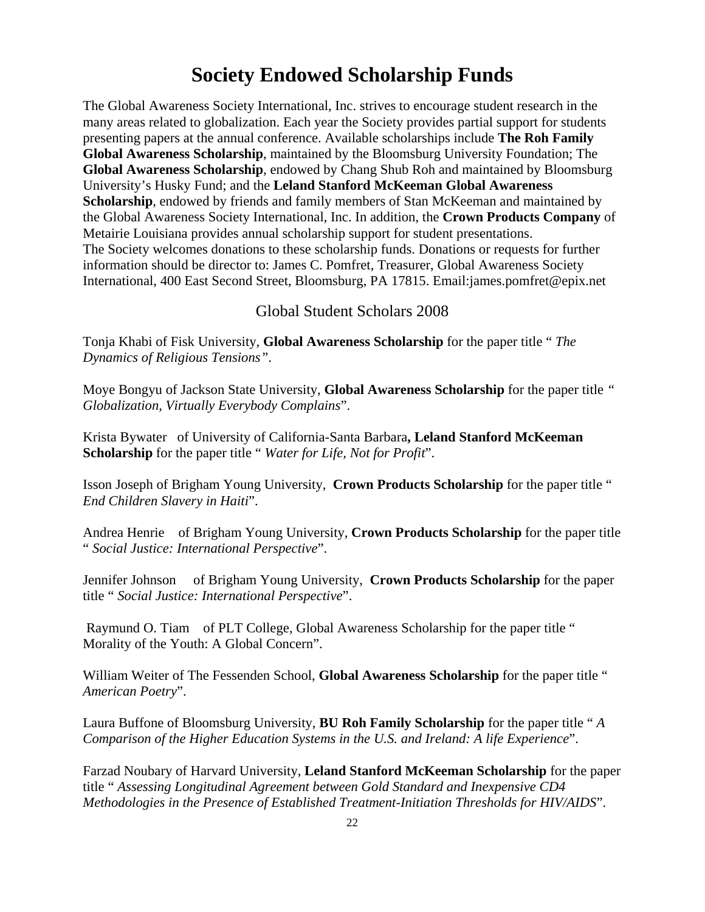# Society Endowed Scholarship Funds

The Global Awareness Society International, Inc. strives to encourage student research in the many areas related to globalization. Each year the Society provides partial support for students presenting papers at the annual conference. Available scholarships include **The Roh Family Global Awareness Scholarship**, maintained by the Bloomsburg University Foundation; The **Global Awareness Scholarship**, endowed by Chang Shub Roh and maintained by Bloomsburg University's Husky Fund; and the **Leland Stanford McKeeman Global Awareness Scholarship**, endowed by friends and family members of Stan McKeeman and maintained by the Global Awareness Society International, Inc. In addition, the **Crown Products Company** of Metairie Louisiana provides annual scholarship support for student presentations. The Society welcomes donations to these scholarship funds. Donations or requests for further information should be director to: James C. Pomfret, Treasurer, Global Awareness Society International, 400 East Second Street, Bloomsburg, PA 17815. Email:james.pomfret@epix.net

## Global Student Scholars 2008

Tonja Khabi of Fisk University, **Global Awareness Scholarship** for the paper title " *The Dynamics of Religious Tensions"*.

Moye Bongyu of Jackson State University, **Global Awareness Scholarship** for the paper title " *Globalization, Virtually Everybody Complains*".

Krista Bywater of University of California-Santa Barbara**, Leland Stanford McKeeman Scholarship** for the paper title " *Water for Life, Not for Profit*".

Isson Joseph of Brigham Young University, **Crown Products Scholarship** for the paper title " *End Children Slavery in Haiti*".

Andrea Henrie of Brigham Young University, **Crown Products Scholarship** for the paper title " *Social Justice: International Perspective*".

Jennifer Johnson of Brigham Young University, **Crown Products Scholarship** for the paper title " *Social Justice: International Perspective*".

Raymund O. Tiam of PLT College, Global Awareness Scholarship for the paper title " Morality of the Youth: A Global Concern".

William Weiter of The Fessenden School, **Global Awareness Scholarship** for the paper title " *American Poetry*".

Laura Buffone of Bloomsburg University, **BU Roh Family Scholarship** for the paper title " *A Comparison of the Higher Education Systems in the U.S. and Ireland: A life Experience*".

Farzad Noubary of Harvard University, **Leland Stanford McKeeman Scholarship** for the paper title " *Assessing Longitudinal Agreement between Gold Standard and Inexpensive CD4 Methodologies in the Presence of Established Treatment-Initiation Thresholds for HIV/AIDS*".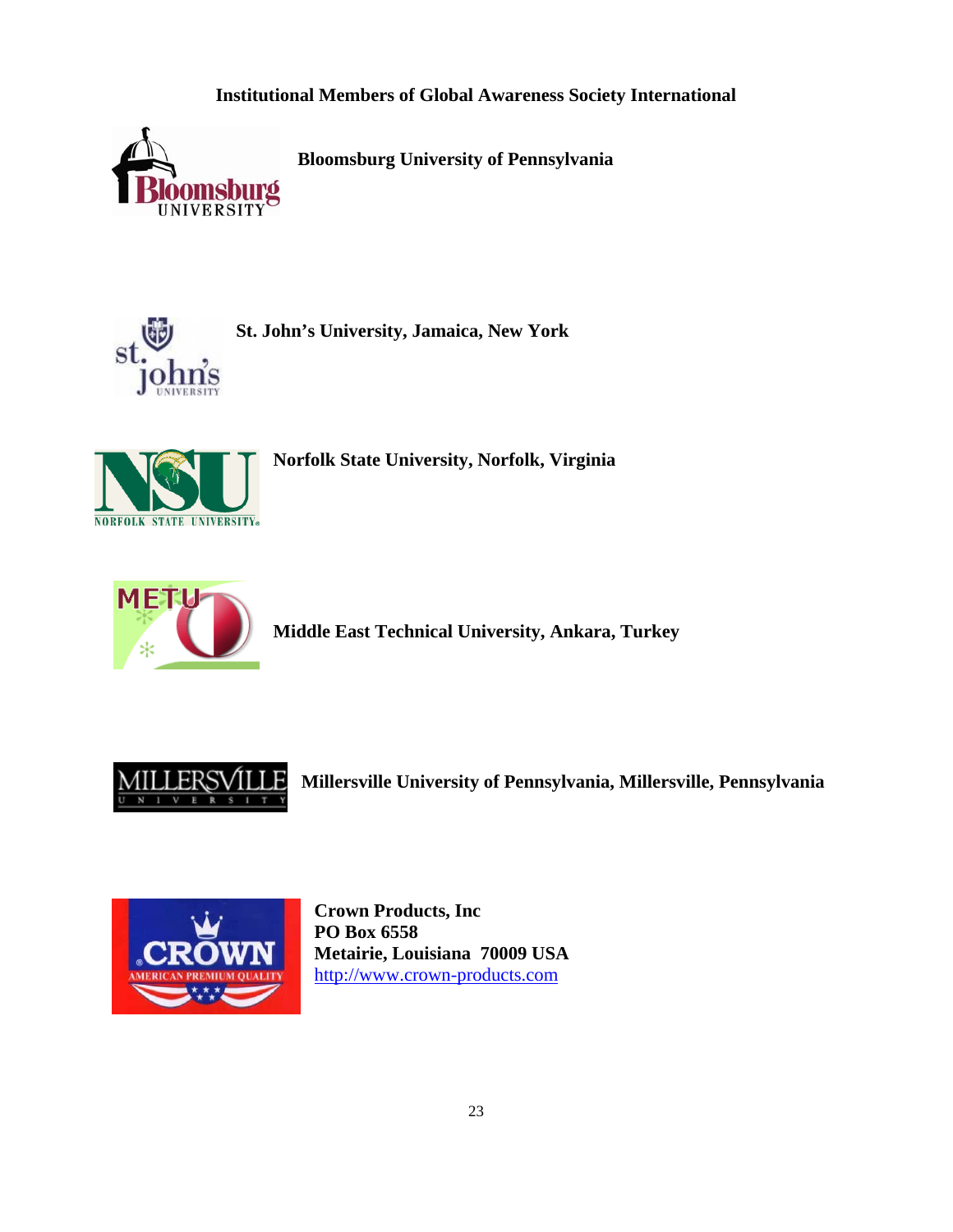## Institutional Members of Global Awareness Society International

**Bloomsburg University of Pennsylvania**

**St. John's University, Jamaica, New York**

**Norfolk State University, Norfolk, Virginia**

**Middle East Technical University, Ankara, Turkey**

**Millersville University of Pennsylvania, Millersville, Pennsylvania**

**Crown Products, Inc**
**PO Box 6558**
**Metairie, Louisiana 70009 USA**
http://www.crown-products.com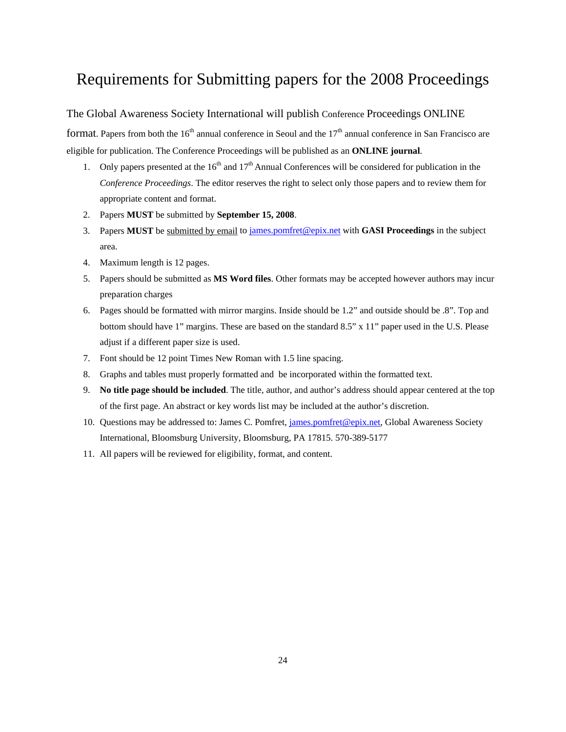# Requirements for Submitting papers for the 2008 Proceedings

The Global Awareness Society International will publish Conference Proceedings ONLINE format. Papers from both the 16th annual conference in Seoul and the 17th annual conference in San Francisco are eligible for publication. The Conference Proceedings will be published as an **ONLINE journal**.

1. Only papers presented at the 16th and 17th Annual Conferences will be considered for publication in the *Conference Proceedings*. The editor reserves the right to select only those papers and to review them for appropriate content and format.
2. Papers **MUST** be submitted by **September 15, 2008**.
3. Papers **MUST** be submitted by email to james.pomfret@epix.net with **GASI Proceedings** in the subject area.
4. Maximum length is 12 pages.
5. Papers should be submitted as **MS Word files**. Other formats may be accepted however authors may incur preparation charges
6. Pages should be formatted with mirror margins. Inside should be 1.2" and outside should be .8". Top and bottom should have 1" margins. These are based on the standard 8.5" x 11" paper used in the U.S. Please adjust if a different paper size is used.
7. Font should be 12 point Times New Roman with 1.5 line spacing.
8. Graphs and tables must properly formatted and be incorporated within the formatted text.
9. **No title page should be included**. The title, author, and author's address should appear centered at the top of the first page. An abstract or key words list may be included at the author's discretion.
10. Questions may be addressed to: James C. Pomfret, james.pomfret@epix.net, Global Awareness Society International, Bloomsburg University, Bloomsburg, PA 17815. 570-389-5177
11. All papers will be reviewed for eligibility, format, and content.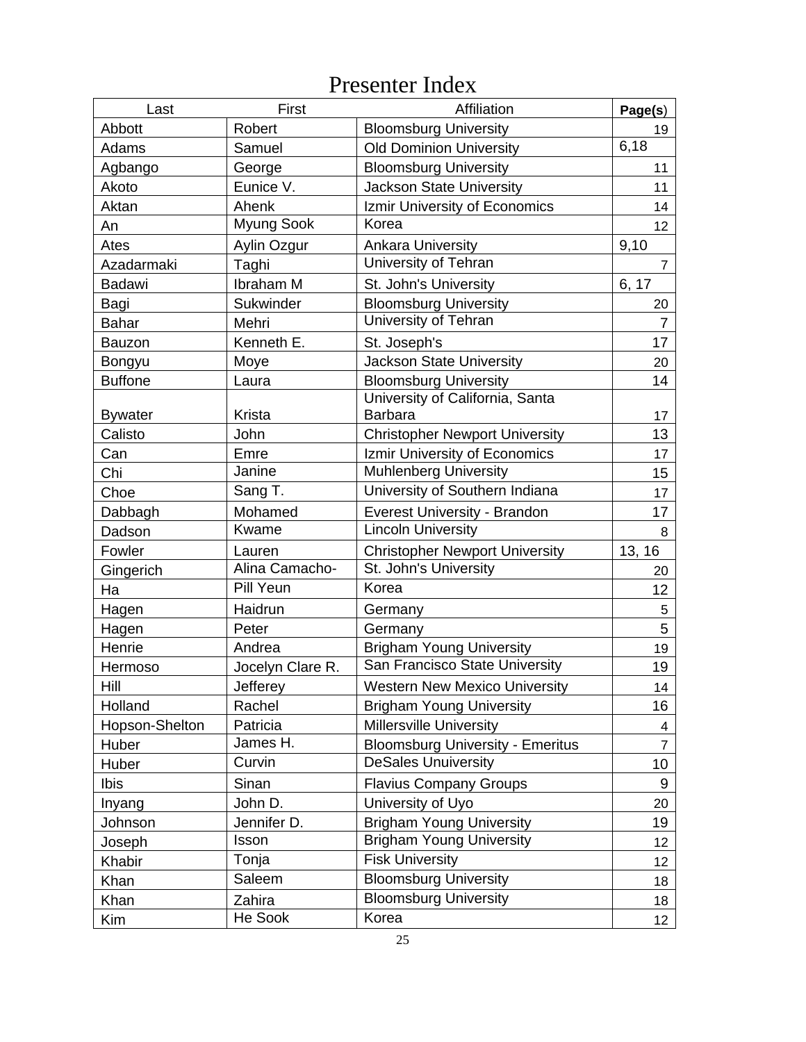# Presenter Index

| Last | First | Affiliation | Page(s) |
|---|---|---|---|
| Abbott | Robert | Bloomsburg University | 19 |
| Adams | Samuel | Old Dominion University | 6,18 |
| Agbango | George | Bloomsburg University | 11 |
| Akoto | Eunice V. | Jackson State University | 11 |
| Aktan | Ahenk | Izmir University of Economics | 14 |
| An | Myung Sook | Korea | 12 |
| Ates | Aylin Ozgur | Ankara University | 9,10 |
| Azadarmaki | Taghi | University of Tehran | 7 |
| Badawi | Ibraham M | St. John's University | 6, 17 |
| Bagi | Sukwinder | Bloomsburg University | 20 |
| Bahar | Mehri | University of Tehran | 7 |
| Bauzon | Kenneth E. | St. Joseph's | 17 |
| Bongyu | Moye | Jackson State University | 20 |
| Buffone | Laura | Bloomsburg University | 14 |
| Bywater | Krista | University of California, Santa Barbara | 17 |
| Calisto | John | Christopher Newport University | 13 |
| Can | Emre | Izmir University of Economics | 17 |
| Chi | Janine | Muhlenberg University | 15 |
| Choe | Sang T. | University of Southern Indiana | 17 |
| Dabbagh | Mohamed | Everest University - Brandon | 17 |
| Dadson | Kwame | Lincoln University | 8 |
| Fowler | Lauren | Christopher Newport University | 13, 16 |
| Gingerich | Alina Camacho- | St. John's University | 20 |
| Ha | Pill Yeun | Korea | 12 |
| Hagen | Haidrun | Germany | 5 |
| Hagen | Peter | Germany | 5 |
| Henrie | Andrea | Brigham Young University | 19 |
| Hermoso | Jocelyn Clare R. | San Francisco State University | 19 |
| Hill | Jefferey | Western New Mexico University | 14 |
| Holland | Rachel | Brigham Young University | 16 |
| Hopson-Shelton | Patricia | Millersville University | 4 |
| Huber | James H. | Bloomsburg University - Emeritus | 7 |
| Huber | Curvin | DeSales Unuiversity | 10 |
| Ibis | Sinan | Flavius Company Groups | 9 |
| Inyang | John D. | University of Uyo | 20 |
| Johnson | Jennifer D. | Brigham Young University | 19 |
| Joseph | Isson | Brigham Young University | 12 |
| Khabir | Tonja | Fisk University | 12 |
| Khan | Saleem | Bloomsburg University | 18 |
| Khan | Zahira | Bloomsburg University | 18 |
| Kim | He Sook | Korea | 12 |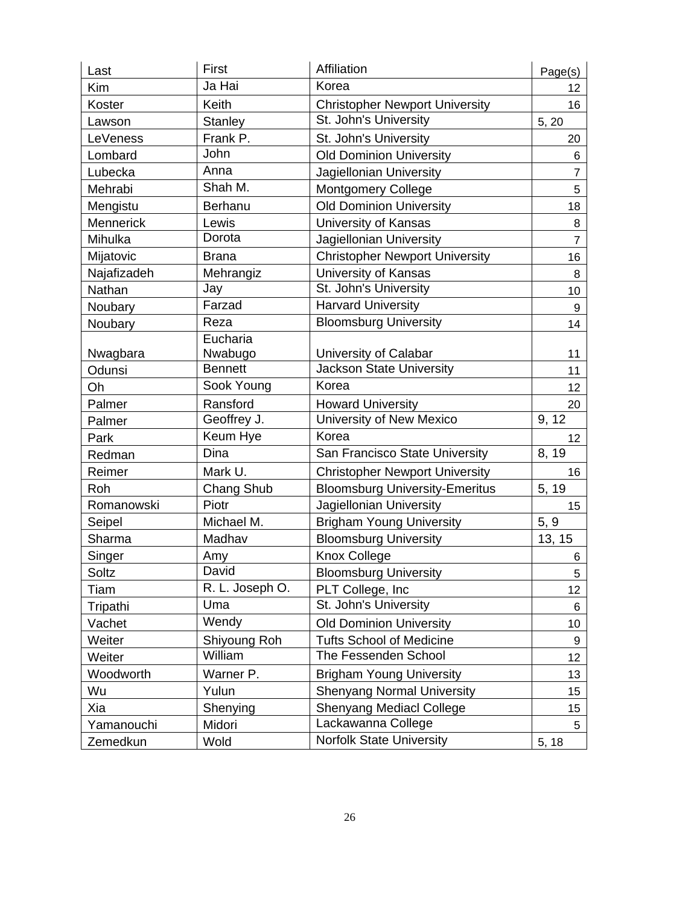| Last | First | Affiliation | Page(s) |
|---|---|---|---|
| Kim | Ja Hai | Korea | 12 |
| Koster | Keith | Christopher Newport University | 16 |
| Lawson | Stanley | St. John's University | 5, 20 |
| LeVeness | Frank P. | St. John's University | 20 |
| Lombard | John | Old Dominion University | 6 |
| Lubecka | Anna | Jagiellonian University | 7 |
| Mehrabi | Shah M. | Montgomery College | 5 |
| Mengistu | Berhanu | Old Dominion University | 18 |
| Mennerick | Lewis | University of Kansas | 8 |
| Mihulka | Dorota | Jagiellonian University | 7 |
| Mijatovic | Brana | Christopher Newport University | 16 |
| Najafizadeh | Mehrangiz | University of Kansas | 8 |
| Nathan | Jay | St. John's University | 10 |
| Noubary | Farzad | Harvard University | 9 |
| Noubary | Reza | Bloomsburg University | 14 |
| Nwagbara | Eucharia Nwabugo | University of Calabar | 11 |
| Odunsi | Bennett | Jackson State University | 11 |
| Oh | Sook Young | Korea | 12 |
| Palmer | Ransford | Howard University | 20 |
| Palmer | Geoffrey J. | University of New Mexico | 9, 12 |
| Park | Keum Hye | Korea | 12 |
| Redman | Dina | San Francisco State University | 8, 19 |
| Reimer | Mark U. | Christopher Newport University | 16 |
| Roh | Chang Shub | Bloomsburg University-Emeritus | 5, 19 |
| Romanowski | Piotr | Jagiellonian University | 15 |
| Seipel | Michael M. | Brigham Young University | 5, 9 |
| Sharma | Madhav | Bloomsburg University | 13, 15 |
| Singer | Amy | Knox College | 6 |
| Soltz | David | Bloomsburg University | 5 |
| Tiam | R. L. Joseph O. | PLT College, Inc | 12 |
| Tripathi | Uma | St. John's University | 6 |
| Vachet | Wendy | Old Dominion University | 10 |
| Weiter | Shiyoung Roh | Tufts School of Medicine | 9 |
| Weiter | William | The Fessenden School | 12 |
| Woodworth | Warner P. | Brigham Young University | 13 |
| Wu | Yulun | Shenyang Normal University | 15 |
| Xia | Shenying | Shenyang Mediacl College | 15 |
| Yamanouchi | Midori | Lackawanna College | 5 |
| Zemedkun | Wold | Norfolk State University | 5, 18 |